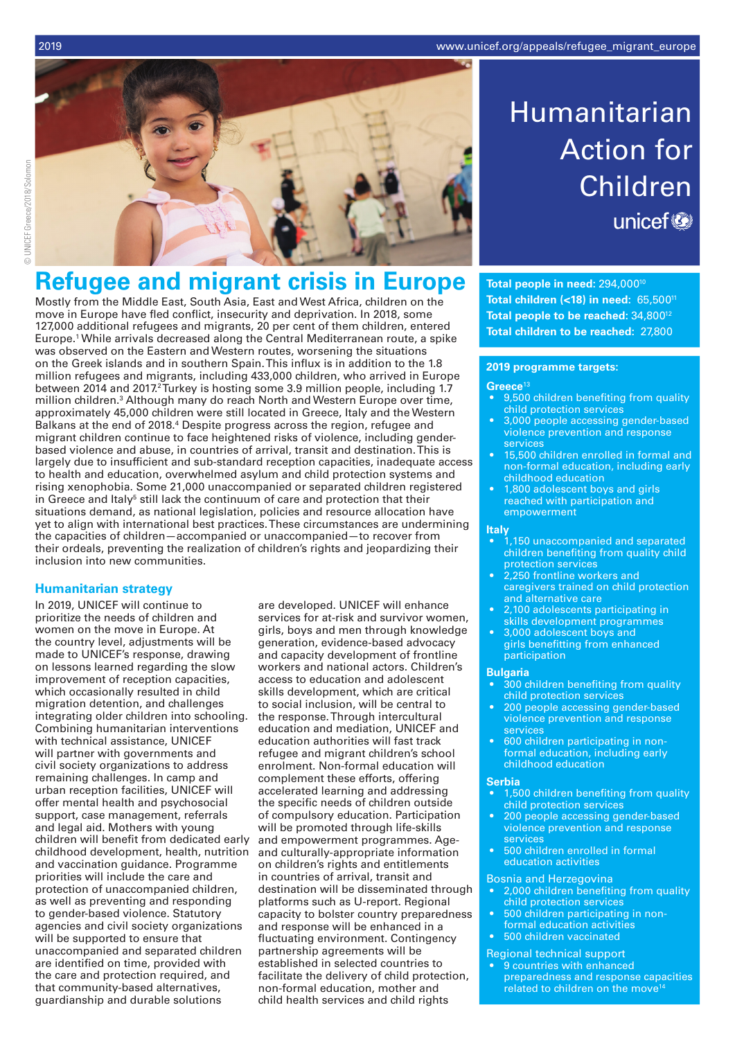# Humanitarian Action for Children

unicef

# Refugee and migrant crisis in Europe

Mostly from the Middle East, South Asia, East and West Africa, children on the move in Europe have fled conflict, insecurity and deprivation. In 2018, some 127,000 additional refugees and migrants, 20 per cent of them children, entered Europe.[1] While arrivals decreased along the Central Mediterranean route, a spike was observed on the Eastern and Western routes, worsening the situations on the Greek islands and in southern Spain. This influx is in addition to the 1.8 million refugees and migrants, including 433,000 children, who arrived in Europe between 2014 and 2017.[2] Turkey is hosting some 3.9 million people, including 1.7 million children.[3] Although many do reach North and Western Europe over time, approximately 45,000 children were still located in Greece, Italy and the Western Balkans at the end of 2018.[4] Despite progress across the region, refugee and migrant children continue to face heightened risks of violence, including gender-based violence and abuse, in countries of arrival, transit and destination. This is largely due to insufficient and sub-standard reception capacities, inadequate access to health and education, overwhelmed asylum and child protection systems and rising xenophobia. Some 21,000 unaccompanied or separated children registered in Greece and Italy[5] still lack the continuum of care and protection that their situations demand, as national legislation, policies and resource allocation have yet to align with international best practices. These circumstances are undermining the capacities of children—accompanied or unaccompanied—to recover from their ordeals, preventing the realization of children's rights and jeopardizing their inclusion into new communities.

## Humanitarian strategy

In 2019, UNICEF will continue to prioritize the needs of children and women on the move in Europe. At the country level, adjustments will be made to UNICEF's response, drawing on lessons learned regarding the slow improvement of reception capacities, which occasionally resulted in child migration detention, and challenges integrating older children into schooling. Combining humanitarian interventions with technical assistance, UNICEF will partner with governments and civil society organizations to address remaining challenges. In camp and urban reception facilities, UNICEF will offer mental health and psychosocial support, case management, referrals and legal aid. Mothers with young children will benefit from dedicated early childhood development, health, nutrition and vaccination guidance. Programme priorities will include the care and protection of unaccompanied children, as well as preventing and responding to gender-based violence. Statutory agencies and civil society organizations will be supported to ensure that unaccompanied and separated children are identified on time, provided with the care and protection required, and that community-based alternatives, guardianship and durable solutions are developed. UNICEF will enhance services for at-risk and survivor women, girls, boys and men through knowledge generation, evidence-based advocacy and capacity development of frontline workers and national actors. Children's access to education and adolescent skills development, which are critical to social inclusion, will be central to the response. Through intercultural education and mediation, UNICEF and education authorities will fast track refugee and migrant children's school enrolment. Non-formal education will complement these efforts, offering accelerated learning and addressing the specific needs of children outside of compulsory education. Participation will be promoted through life-skills and empowerment programmes. Age- and culturally-appropriate information on children's rights and entitlements in countries of arrival, transit and destination will be disseminated through platforms such as U-report. Regional capacity to bolster country preparedness and response will be enhanced in a fluctuating environment. Contingency partnership agreements will be established in selected countries to facilitate the delivery of child protection, non-formal education, mother and child health services and child rights

**Total people in need:** 294,000[10]
**Total children (<18) in need:** 65,500[11]
**Total people to be reached:** 34,800[12]
**Total children to be reached:** 27,800

### 2019 programme targets:

**Greece**[13]

- 9,500 children benefiting from quality child protection services
- 3,000 people accessing gender-based violence prevention and response services
- 15,500 children enrolled in formal and non-formal education, including early childhood education
- 1,800 adolescent boys and girls reached with participation and empowerment

**Italy**

- 1,150 unaccompanied and separated children benefiting from quality child protection services
- 2,250 frontline workers and caregivers trained on child protection and alternative care
- 2,100 adolescents participating in skills development programmes
- 3,000 adolescent boys and girls benefitting from enhanced participation

**Bulgaria**

- 300 children benefiting from quality child protection services
- 200 people accessing gender-based violence prevention and response services
- 600 children participating in non-formal education, including early childhood education

**Serbia**

- 1,500 children benefiting from quality child protection services
- 200 people accessing gender-based violence prevention and response services
- 500 children enrolled in formal education activities

Bosnia and Herzegovina

- 2,000 children benefiting from quality child protection services
- 500 children participating in non-formal education activities
- 500 children vaccinated

Regional technical support

- 9 countries with enhanced preparedness and response capacities related to children on the move[14]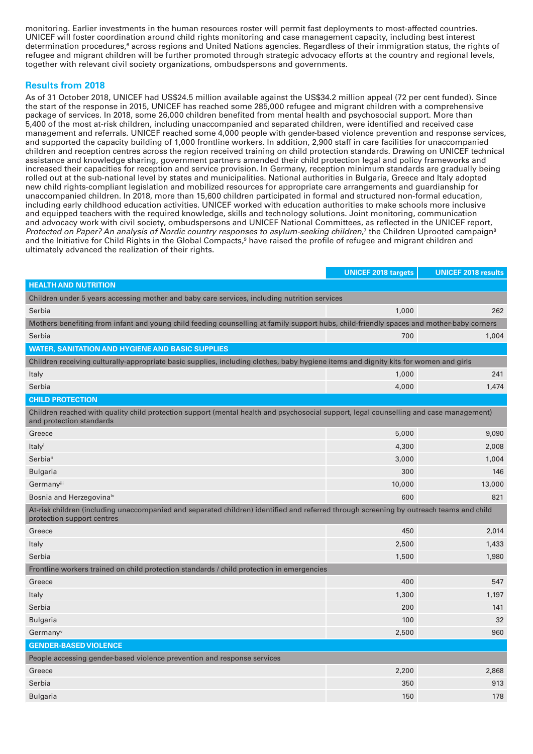monitoring. Earlier investments in the human resources roster will permit fast deployments to most-affected countries. UNICEF will foster coordination around child rights monitoring and case management capacity, including best interest determination procedures,[6] across regions and United Nations agencies. Regardless of their immigration status, the rights of refugee and migrant children will be further promoted through strategic advocacy efforts at the country and regional levels, together with relevant civil society organizations, ombudspersons and governments.

## Results from 2018

As of 31 October 2018, UNICEF had US$24.5 million available against the US$34.2 million appeal (72 per cent funded). Since the start of the response in 2015, UNICEF has reached some 285,000 refugee and migrant children with a comprehensive package of services. In 2018, some 26,000 children benefited from mental health and psychosocial support. More than 5,400 of the most at-risk children, including unaccompanied and separated children, were identified and received case management and referrals. UNICEF reached some 4,000 people with gender-based violence prevention and response services, and supported the capacity building of 1,000 frontline workers. In addition, 2,900 staff in care facilities for unaccompanied children and reception centres across the region received training on child protection standards. Drawing on UNICEF technical assistance and knowledge sharing, government partners amended their child protection legal and policy frameworks and increased their capacities for reception and service provision. In Germany, reception minimum standards are gradually being rolled out at the sub-national level by states and municipalities. National authorities in Bulgaria, Greece and Italy adopted new child rights-compliant legislation and mobilized resources for appropriate care arrangements and guardianship for unaccompanied children. In 2018, more than 15,600 children participated in formal and structured non-formal education, including early childhood education activities. UNICEF worked with education authorities to make schools more inclusive and equipped teachers with the required knowledge, skills and technology solutions. Joint monitoring, communication and advocacy work with civil society, ombudspersons and UNICEF National Committees, as reflected in the UNICEF report, *Protected on Paper? An analysis of Nordic country responses to asylum-seeking children*,[7] the Children Uprooted campaign[8] and the Initiative for Child Rights in the Global Compacts,[9] have raised the profile of refugee and migrant children and ultimately advanced the realization of their rights.

| | UNICEF 2018 targets | UNICEF 2018 results |
|---|---|---|
| **HEALTH AND NUTRITION** | | |
| Children under 5 years accessing mother and baby care services, including nutrition services | | |
| Serbia | 1,000 | 262 |
| Mothers benefiting from infant and young child feeding counselling at family support hubs, child-friendly spaces and mother-baby corners | | |
| Serbia | 700 | 1,004 |
| **WATER, SANITATION AND HYGIENE AND BASIC SUPPLIES** | | |
| Children receiving culturally-appropriate basic supplies, including clothes, baby hygiene items and dignity kits for women and girls | | |
| Italy | 1,000 | 241 |
| Serbia | 4,000 | 1,474 |
| **CHILD PROTECTION** | | |
| Children reached with quality child protection support (mental health and psychosocial support, legal counselling and case management) and protection standards | | |
| Greece | 5,000 | 9,090 |
| Italy[i] | 4,300 | 2,008 |
| Serbia[ii] | 3,000 | 1,004 |
| Bulgaria | 300 | 146 |
| Germany[iii] | 10,000 | 13,000 |
| Bosnia and Herzegovina[iv] | 600 | 821 |
| At-risk children (including unaccompanied and separated children) identified and referred through screening by outreach teams and child protection support centres | | |
| Greece | 450 | 2,014 |
| Italy | 2,500 | 1,433 |
| Serbia | 1,500 | 1,980 |
| Frontline workers trained on child protection standards / child protection in emergencies | | |
| Greece | 400 | 547 |
| Italy | 1,300 | 1,197 |
| Serbia | 200 | 141 |
| Bulgaria | 100 | 32 |
| Germany[v] | 2,500 | 960 |
| **GENDER-BASED VIOLENCE** | | |
| People accessing gender-based violence prevention and response services | | |
| Greece | 2,200 | 2,868 |
| Serbia | 350 | 913 |
| Bulgaria | 150 | 178 |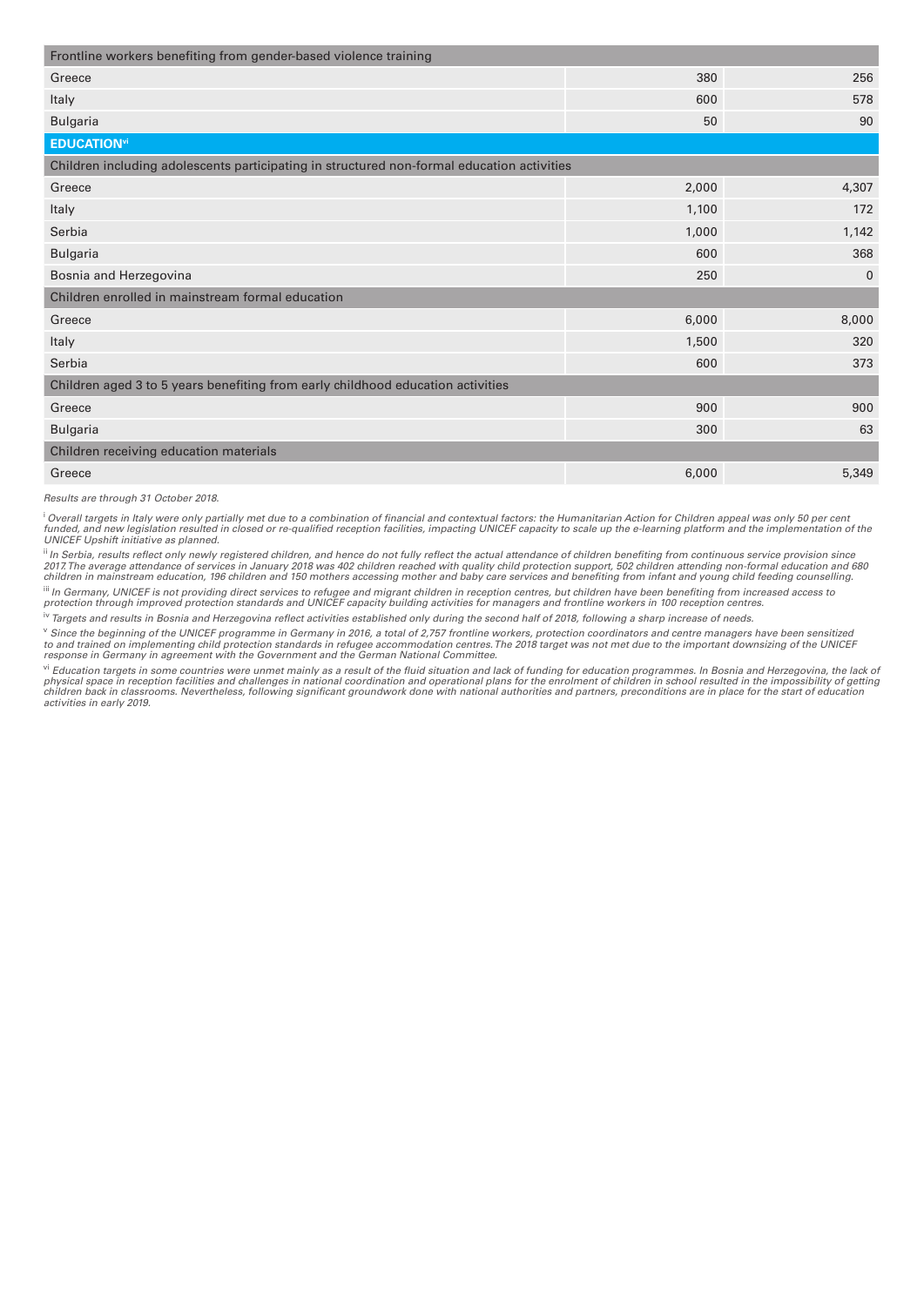| Frontline workers benefiting from gender-based violence training | | |
|---|---|---|
| Greece | 380 | 256 |
| Italy | 600 | 578 |
| Bulgaria | 50 | 90 |
| **EDUCATION**[vi] | | |
| Children including adolescents participating in structured non-formal education activities | | |
| Greece | 2,000 | 4,307 |
| Italy | 1,100 | 172 |
| Serbia | 1,000 | 1,142 |
| Bulgaria | 600 | 368 |
| Bosnia and Herzegovina | 250 | 0 |
| Children enrolled in mainstream formal education | | |
| Greece | 6,000 | 8,000 |
| Italy | 1,500 | 320 |
| Serbia | 600 | 373 |
| Children aged 3 to 5 years benefiting from early childhood education activities | | |
| Greece | 900 | 900 |
| Bulgaria | 300 | 63 |
| Children receiving education materials | | |
| Greece | 6,000 | 5,349 |

*Results are through 31 October 2018.*

[i] *Overall targets in Italy were only partially met due to a combination of financial and contextual factors: the Humanitarian Action for Children appeal was only 50 per cent funded, and new legislation resulted in closed or re-qualified reception facilities, impacting UNICEF capacity to scale up the e-learning platform and the implementation of the UNICEF Upshift initiative as planned.*

[ii] *In Serbia, results reflect only newly registered children, and hence do not fully reflect the actual attendance of children benefiting from continuous service provision since 2017. The average attendance of services in January 2018 was 402 children reached with quality child protection support, 502 children attending non-formal education and 680 children in mainstream education, 196 children and 150 mothers accessing mother and baby care services and benefiting from infant and young child feeding counselling.*

[iii] *In Germany, UNICEF is not providing direct services to refugee and migrant children in reception centres, but children have been benefiting from increased access to protection through improved protection standards and UNICEF capacity building activities for managers and frontline workers in 100 reception centres.*

[iv] *Targets and results in Bosnia and Herzegovina reflect activities established only during the second half of 2018, following a sharp increase of needs.*

[v] *Since the beginning of the UNICEF programme in Germany in 2016, a total of 2,757 frontline workers, protection coordinators and centre managers have been sensitized to and trained on implementing child protection standards in refugee accommodation centres. The 2018 target was not met due to the important downsizing of the UNICEF response in Germany in agreement with the Government and the German National Committee.*

[vi] *Education targets in some countries were unmet mainly as a result of the fluid situation and lack of funding for education programmes. In Bosnia and Herzegovina, the lack of physical space in reception facilities and challenges in national coordination and operational plans for the enrolment of children in school resulted in the impossibility of getting children back in classrooms. Nevertheless, following significant groundwork done with national authorities and partners, preconditions are in place for the start of education activities in early 2019.*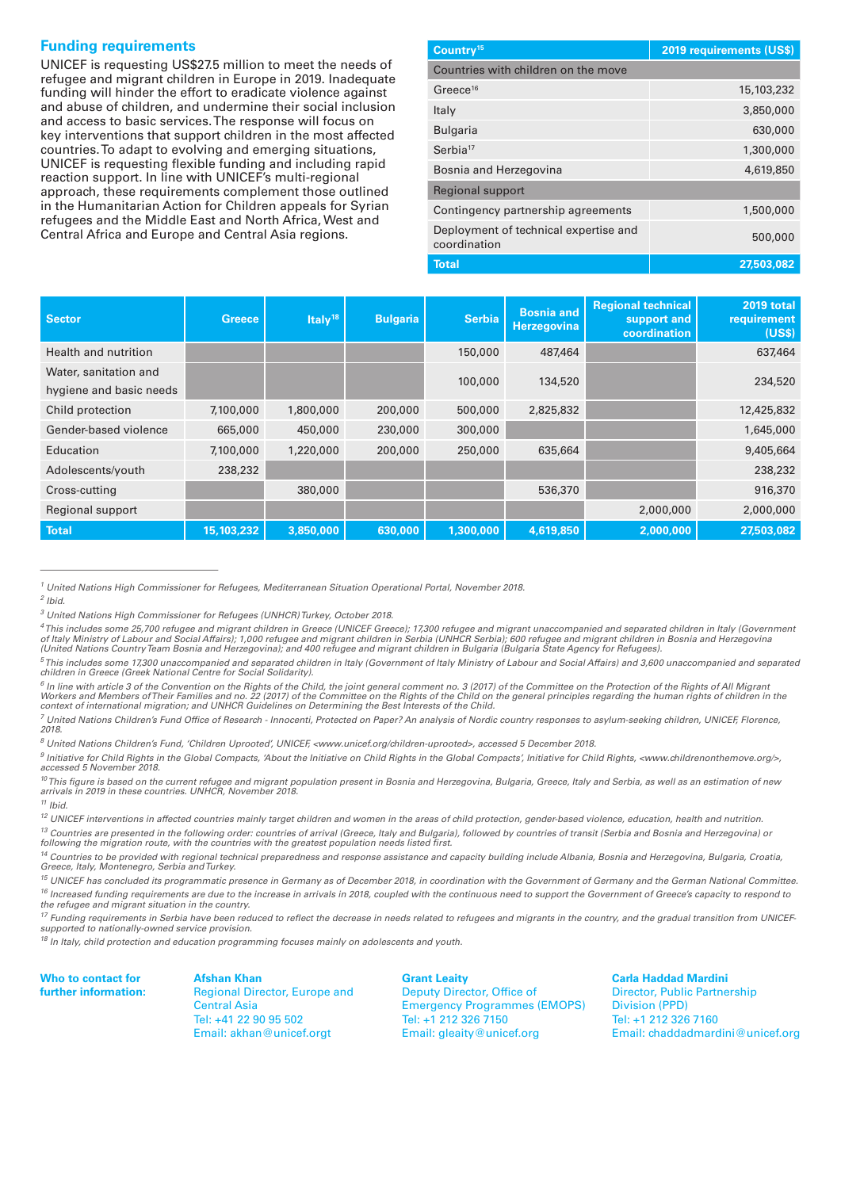## Funding requirements

UNICEF is requesting US$27.5 million to meet the needs of refugee and migrant children in Europe in 2019. Inadequate funding will hinder the effort to eradicate violence against and abuse of children, and undermine their social inclusion and access to basic services. The response will focus on key interventions that support children in the most affected countries. To adapt to evolving and emerging situations, UNICEF is requesting flexible funding and including rapid reaction support. In line with UNICEF's multi-regional approach, these requirements complement those outlined in the Humanitarian Action for Children appeals for Syrian refugees and the Middle East and North Africa, West and Central Africa and Europe and Central Asia regions.

| Country[15] | 2019 requirements (US$) |
|---|---|
| Countries with children on the move | |
| Greece[16] | 15,103,232 |
| Italy | 3,850,000 |
| Bulgaria | 630,000 |
| Serbia[17] | 1,300,000 |
| Bosnia and Herzegovina | 4,619,850 |
| Regional support | |
| Contingency partnership agreements | 1,500,000 |
| Deployment of technical expertise and coordination | 500,000 |
| **Total** | **27,503,082** |

| Sector | Greece | Italy[18] | Bulgaria | Serbia | Bosnia and Herzegovina | Regional technical support and coordination | 2019 total requirement (US$) |
|---|---|---|---|---|---|---|---|
| Health and nutrition | | | | 150,000 | 487,464 | | 637,464 |
| Water, sanitation and hygiene and basic needs | | | | 100,000 | 134,520 | | 234,520 |
| Child protection | 7,100,000 | 1,800,000 | 200,000 | 500,000 | 2,825,832 | | 12,425,832 |
| Gender-based violence | 665,000 | 450,000 | 230,000 | 300,000 | | | 1,645,000 |
| Education | 7,100,000 | 1,220,000 | 200,000 | 250,000 | 635,664 | | 9,405,664 |
| Adolescents/youth | 238,232 | | | | | | 238,232 |
| Cross-cutting | | 380,000 | | | 536,370 | | 916,370 |
| Regional support | | | | | | 2,000,000 | 2,000,000 |
| **Total** | **15,103,232** | **3,850,000** | **630,000** | **1,300,000** | **4,619,850** | **2,000,000** | **27503,082** |

---

*[1] United Nations High Commissioner for Refugees, Mediterranean Situation Operational Portal, November 2018.*

*[2] Ibid.*

*[3] United Nations High Commissioner for Refugees (UNHCR) Turkey, October 2018.*

*[4] This includes some 25,700 refugee and migrant children in Greece (UNICEF Greece); 17,300 refugee and migrant unaccompanied and separated children in Italy (Government of Italy Ministry of Labour and Social Affairs); 1,000 refugee and migrant children in Serbia (UNHCR Serbia); 600 refugee and migrant children in Bosnia and Herzegovina (United Nations Country Team Bosnia and Herzegovina); and 400 refugee and migrant children in Bulgaria (Bulgaria State Agency for Refugees).*

*[5] This includes some 17,300 unaccompanied and separated children in Italy (Government of Italy Ministry of Labour and Social Affairs) and 3,600 unaccompanied and separated children in Greece (Greek National Centre for Social Solidarity).*

*[6] In line with article 3 of the Convention on the Rights of the Child, the joint general comment no. 3 (2017) of the Committee on the Protection of the Rights of All Migrant Workers and Members of Their Families and no. 22 (2017) of the Committee on the Rights of the Child on the general principles regarding the human rights of children in the context of international migration; and UNHCR Guidelines on Determining the Best Interests of the Child.*

*[7] United Nations Children's Fund Office of Research - Innocenti, Protected on Paper? An analysis of Nordic country responses to asylum-seeking children, UNICEF, Florence, 2018.*

*[8] United Nations Children's Fund, 'Children Uprooted', UNICEF, <www.unicef.org/children-uprooted>, accessed 5 December 2018.*

*[9] Initiative for Child Rights in the Global Compacts, 'About the Initiative on Child Rights in the Global Compacts', Initiative for Child Rights, <www.childrenonthemove.org/>, accessed 5 November 2018.*

*[10] This figure is based on the current refugee and migrant population present in Bosnia and Herzegovina, Bulgaria, Greece, Italy and Serbia, as well as an estimation of new arrivals in 2019 in these countries. UNHCR, November 2018.*

*[11] Ibid.*

*[12] UNICEF interventions in affected countries mainly target children and women in the areas of child protection, gender-based violence, education, health and nutrition.*

*[13] Countries are presented in the following order: countries of arrival (Greece, Italy and Bulgaria), followed by countries of transit (Serbia and Bosnia and Herzegovina) or following the migration route, with the countries with the greatest population needs listed first.*

*[14] Countries to be provided with regional technical preparedness and response assistance and capacity building include Albania, Bosnia and Herzegovina, Bulgaria, Croatia, Greece, Italy, Montenegro, Serbia and Turkey.*

*[15] UNICEF has concluded its programmatic presence in Germany as of December 2018, in coordination with the Government of Germany and the German National Committee.*

*[16] Increased funding requirements are due to the increase in arrivals in 2018, coupled with the continuous need to support the Government of Greece's capacity to respond to the refugee and migrant situation in the country.*

*[17] Funding requirements in Serbia have been reduced to reflect the decrease in needs related to refugees and migrants in the country, and the gradual transition from UNICEF-supported to nationally-owned service provision.*

*[18] In Italy, child protection and education programming focuses mainly on adolescents and youth.*

**Who to contact for further information:**

**Afshan Khan**
Regional Director, Europe and Central Asia
Tel: +41 22 90 95 502
Email: akhan@unicef.orgt

**Grant Leaity**
Deputy Director, Office of Emergency Programmes (EMOPS)
Tel: +1 212 326 7150
Email: gleaity@unicef.org

**Carla Haddad Mardini**
Director, Public Partnership Division (PPD)
Tel: +1 212 326 7160
Email: chaddadmardini@unicef.org